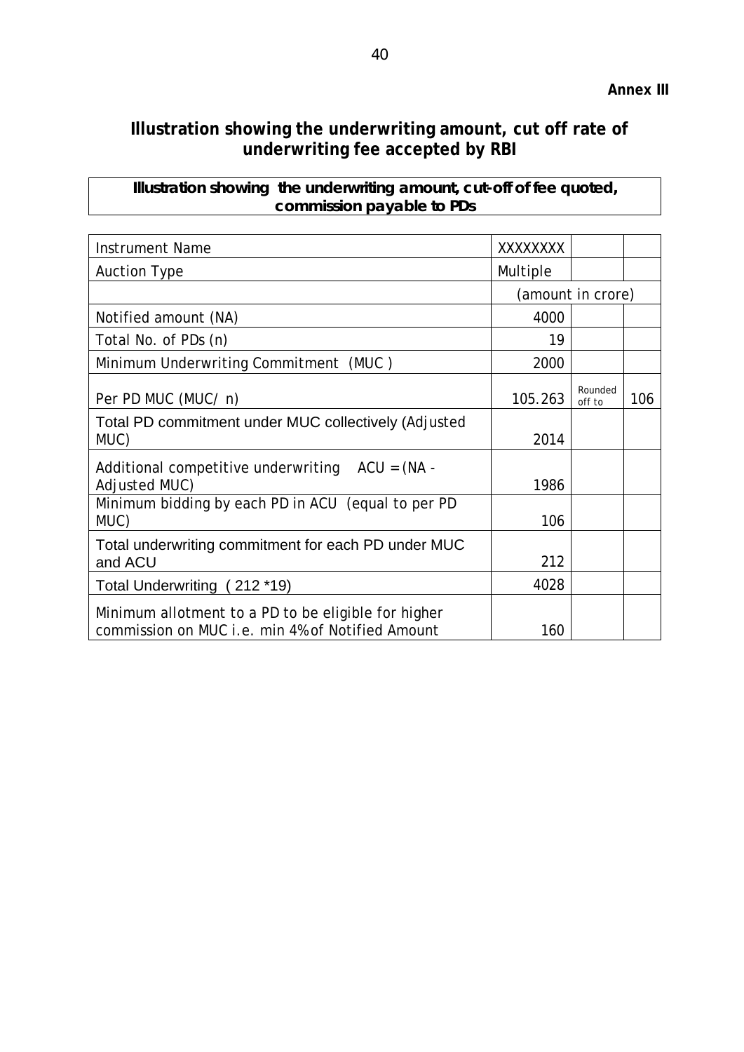**Annex III**

## Illustration showing the underwriting amount, cut off rate of underwriting fee accepted by RBI

**Illustration showing the underwriting amount, cut-off of fee quoted, commission payable to PDs**

| Instrument Name | XXXXXXXX | | |
|---|---|---|---|
| Auction Type | Multiple | | |
| | (amount in crore) | | |
| Notified amount (NA) | 4000 | | |
| Total No. of PDs (n) | 19 | | |
| Minimum Underwriting Commitment (MUC ) | 2000 | | |
| Per PD MUC (MUC/ n) | 105.263 | Rounded off to | 106 |
| Total PD commitment under MUC collectively (Adjusted MUC) | 2014 | | |
| Additional competitive underwriting ACU = (NA - Adjusted MUC) | 1986 | | |
| Minimum bidding by each PD in ACU (equal to per PD MUC) | 106 | | |
| Total underwriting commitment for each PD under MUC and ACU | 212 | | |
| Total Underwriting ( 212 *19) | 4028 | | |
| Minimum allotment to a PD to be eligible for higher commission on MUC i.e. min 4% of Notified Amount | 160 | | |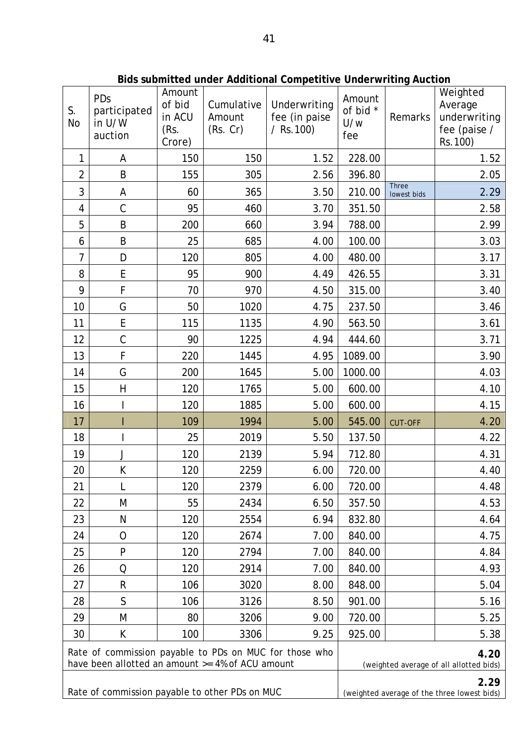**Bids submitted under Additional Competitive Underwriting Auction**

| S. No | PDs participated in U/W auction | Amount of bid in ACU (Rs. Crore) | Cumulative Amount (Rs. Cr) | Underwriting fee (in paise / Rs.100) | Amount of bid * U/w fee | Remarks | Weighted Average underwriting fee (paise / Rs.100) |
|---|---|---|---|---|---|---|---|
| 1 | A | 150 | 150 | 1.52 | 228.00 | | 1.52 |
| 2 | B | 155 | 305 | 2.56 | 396.80 | | 2.05 |
| 3 | A | 60 | 365 | 3.50 | 210.00 | Three lowest bids | 2.29 |
| 4 | C | 95 | 460 | 3.70 | 351.50 | | 2.58 |
| 5 | B | 200 | 660 | 3.94 | 788.00 | | 2.99 |
| 6 | B | 25 | 685 | 4.00 | 100.00 | | 3.03 |
| 7 | D | 120 | 805 | 4.00 | 480.00 | | 3.17 |
| 8 | E | 95 | 900 | 4.49 | 426.55 | | 3.31 |
| 9 | F | 70 | 970 | 4.50 | 315.00 | | 3.40 |
| 10 | G | 50 | 1020 | 4.75 | 237.50 | | 3.46 |
| 11 | E | 115 | 1135 | 4.90 | 563.50 | | 3.61 |
| 12 | C | 90 | 1225 | 4.94 | 444.60 | | 3.71 |
| 13 | F | 220 | 1445 | 4.95 | 1089.00 | | 3.90 |
| 14 | G | 200 | 1645 | 5.00 | 1000.00 | | 4.03 |
| 15 | H | 120 | 1765 | 5.00 | 600.00 | | 4.10 |
| 16 | I | 120 | 1885 | 5.00 | 600.00 | | 4.15 |
| 17 | I | 109 | 1994 | 5.00 | 545.00 | CUT-OFF | 4.20 |
| 18 | I | 25 | 2019 | 5.50 | 137.50 | | 4.22 |
| 19 | J | 120 | 2139 | 5.94 | 712.80 | | 4.31 |
| 20 | K | 120 | 2259 | 6.00 | 720.00 | | 4.40 |
| 21 | L | 120 | 2379 | 6.00 | 720.00 | | 4.48 |
| 22 | M | 55 | 2434 | 6.50 | 357.50 | | 4.53 |
| 23 | N | 120 | 2554 | 6.94 | 832.80 | | 4.64 |
| 24 | O | 120 | 2674 | 7.00 | 840.00 | | 4.75 |
| 25 | P | 120 | 2794 | 7.00 | 840.00 | | 4.84 |
| 26 | Q | 120 | 2914 | 7.00 | 840.00 | | 4.93 |
| 27 | R | 106 | 3020 | 8.00 | 848.00 | | 5.04 |
| 28 | S | 106 | 3126 | 8.50 | 901.00 | | 5.16 |
| 29 | M | 80 | 3206 | 9.00 | 720.00 | | 5.25 |
| 30 | K | 100 | 3306 | 9.25 | 925.00 | | 5.38 |
| Rate of commission payable to PDs on MUC for those who have been allotted an amount >= 4% of ACU amount | | | | | **4.20** (weighted average of all allotted bids) | | |
| Rate of commission payable to other PDs on MUC | | | | | **2.29** (weighted average of the three lowest bids) | | |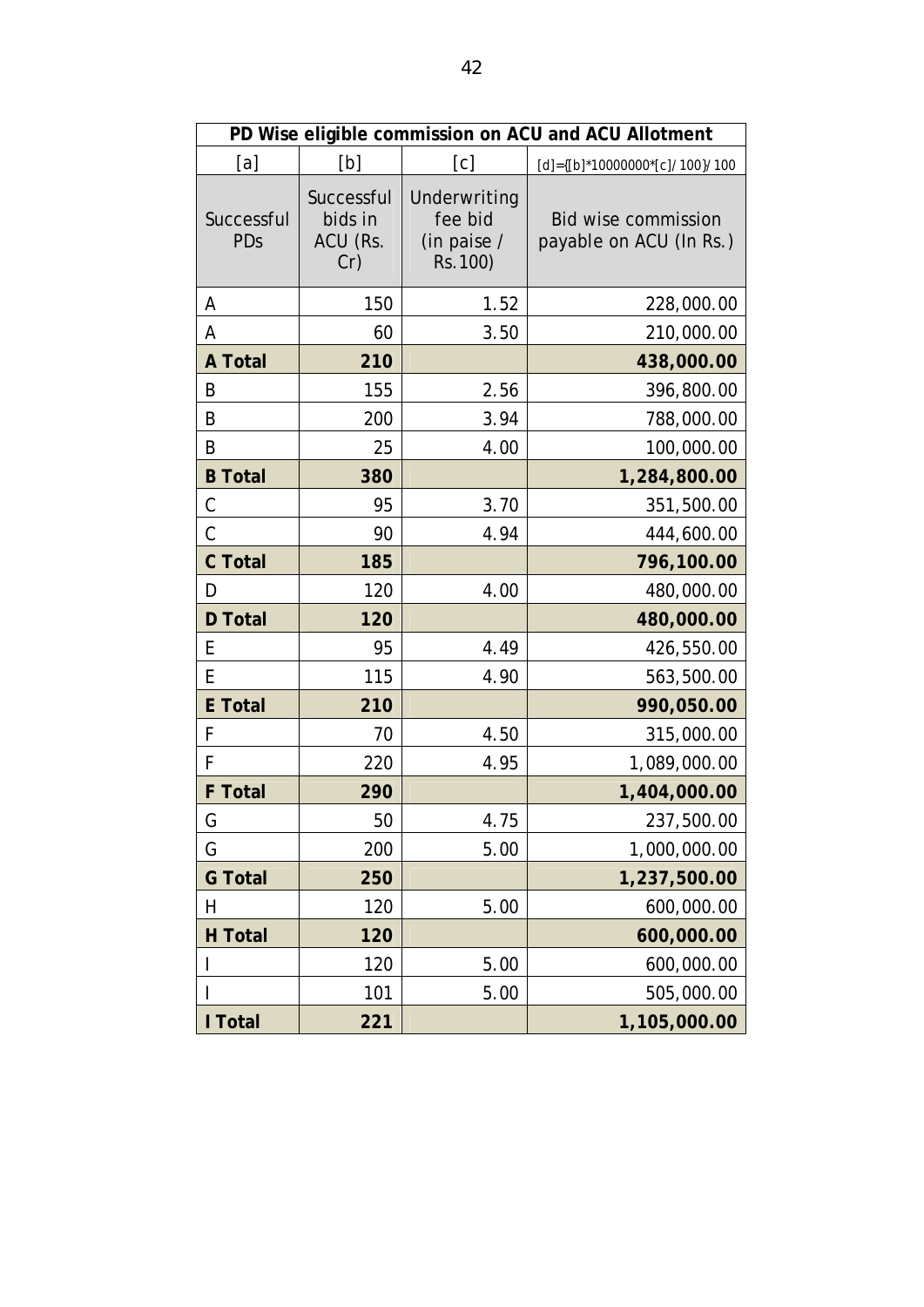| PD Wise eligible commission on ACU and ACU Allotment | | | |
|---|---|---|---|
| [a] | [b] | [c] | [d]={[b]*10000000*[c]/100}/100 |
| Successful PDs | Successful bids in ACU (Rs. Cr) | Underwriting fee bid (in paise / Rs.100) | Bid wise commission payable on ACU (In Rs.) |
| A | 150 | 1.52 | 228,000.00 |
| A | 60 | 3.50 | 210,000.00 |
| **A Total** | **210** | | **438,000.00** |
| B | 155 | 2.56 | 396,800.00 |
| B | 200 | 3.94 | 788,000.00 |
| B | 25 | 4.00 | 100,000.00 |
| **B Total** | **380** | | **1,284,800.00** |
| C | 95 | 3.70 | 351,500.00 |
| C | 90 | 4.94 | 444,600.00 |
| **C Total** | **185** | | **796,100.00** |
| D | 120 | 4.00 | 480,000.00 |
| **D Total** | **120** | | **480,000.00** |
| E | 95 | 4.49 | 426,550.00 |
| E | 115 | 4.90 | 563,500.00 |
| **E Total** | **210** | | **990,050.00** |
| F | 70 | 4.50 | 315,000.00 |
| F | 220 | 4.95 | 1,089,000.00 |
| **F Total** | **290** | | **1,404,000.00** |
| G | 50 | 4.75 | 237,500.00 |
| G | 200 | 5.00 | 1,000,000.00 |
| **G Total** | **250** | | **1,237,500.00** |
| H | 120 | 5.00 | 600,000.00 |
| **H Total** | **120** | | **600,000.00** |
| I | 120 | 5.00 | 600,000.00 |
| I | 101 | 5.00 | 505,000.00 |
| **I Total** | **221** | | **1,105,000.00** |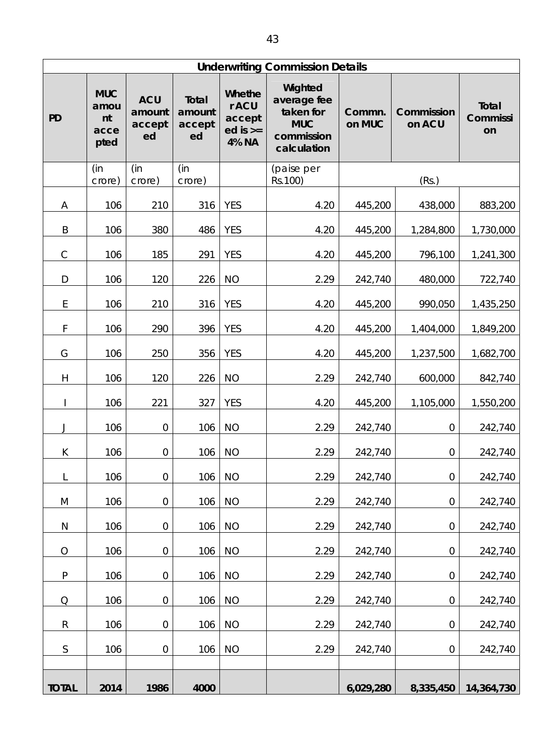| Underwriting Commission Details | | | | | | | | |
|---|---|---|---|---|---|---|---|---|
| PD | MUC amount accepted | ACU amount accepted | Total amount accepted | Whether ACU accepted is >= 4% NA | Wighted average fee taken for MUC commission calculation | Commn. on MUC | Commission on ACU | Total Commission |
| | (in crore) | (in crore) | (in crore) | | (paise per Rs.100) | (Rs.) | | |
| A | 106 | 210 | 316 | YES | 4.20 | 445,200 | 438,000 | 883,200 |
| B | 106 | 380 | 486 | YES | 4.20 | 445,200 | 1,284,800 | 1,730,000 |
| C | 106 | 185 | 291 | YES | 4.20 | 445,200 | 796,100 | 1,241,300 |
| D | 106 | 120 | 226 | NO | 2.29 | 242,740 | 480,000 | 722,740 |
| E | 106 | 210 | 316 | YES | 4.20 | 445,200 | 990,050 | 1,435,250 |
| F | 106 | 290 | 396 | YES | 4.20 | 445,200 | 1,404,000 | 1,849,200 |
| G | 106 | 250 | 356 | YES | 4.20 | 445,200 | 1,237,500 | 1,682,700 |
| H | 106 | 120 | 226 | NO | 2.29 | 242,740 | 600,000 | 842,740 |
| I | 106 | 221 | 327 | YES | 4.20 | 445,200 | 1,105,000 | 1,550,200 |
| J | 106 | 0 | 106 | NO | 2.29 | 242,740 | 0 | 242,740 |
| K | 106 | 0 | 106 | NO | 2.29 | 242,740 | 0 | 242,740 |
| L | 106 | 0 | 106 | NO | 2.29 | 242,740 | 0 | 242,740 |
| M | 106 | 0 | 106 | NO | 2.29 | 242,740 | 0 | 242,740 |
| N | 106 | 0 | 106 | NO | 2.29 | 242,740 | 0 | 242,740 |
| O | 106 | 0 | 106 | NO | 2.29 | 242,740 | 0 | 242,740 |
| P | 106 | 0 | 106 | NO | 2.29 | 242,740 | 0 | 242,740 |
| Q | 106 | 0 | 106 | NO | 2.29 | 242,740 | 0 | 242,740 |
| R | 106 | 0 | 106 | NO | 2.29 | 242,740 | 0 | 242,740 |
| S | 106 | 0 | 106 | NO | 2.29 | 242,740 | 0 | 242,740 |
| | | | | | | | | |
| **TOTAL** | **2014** | **1986** | **4000** | | | **6,029,280** | **8,335,450** | **14,364,730** |